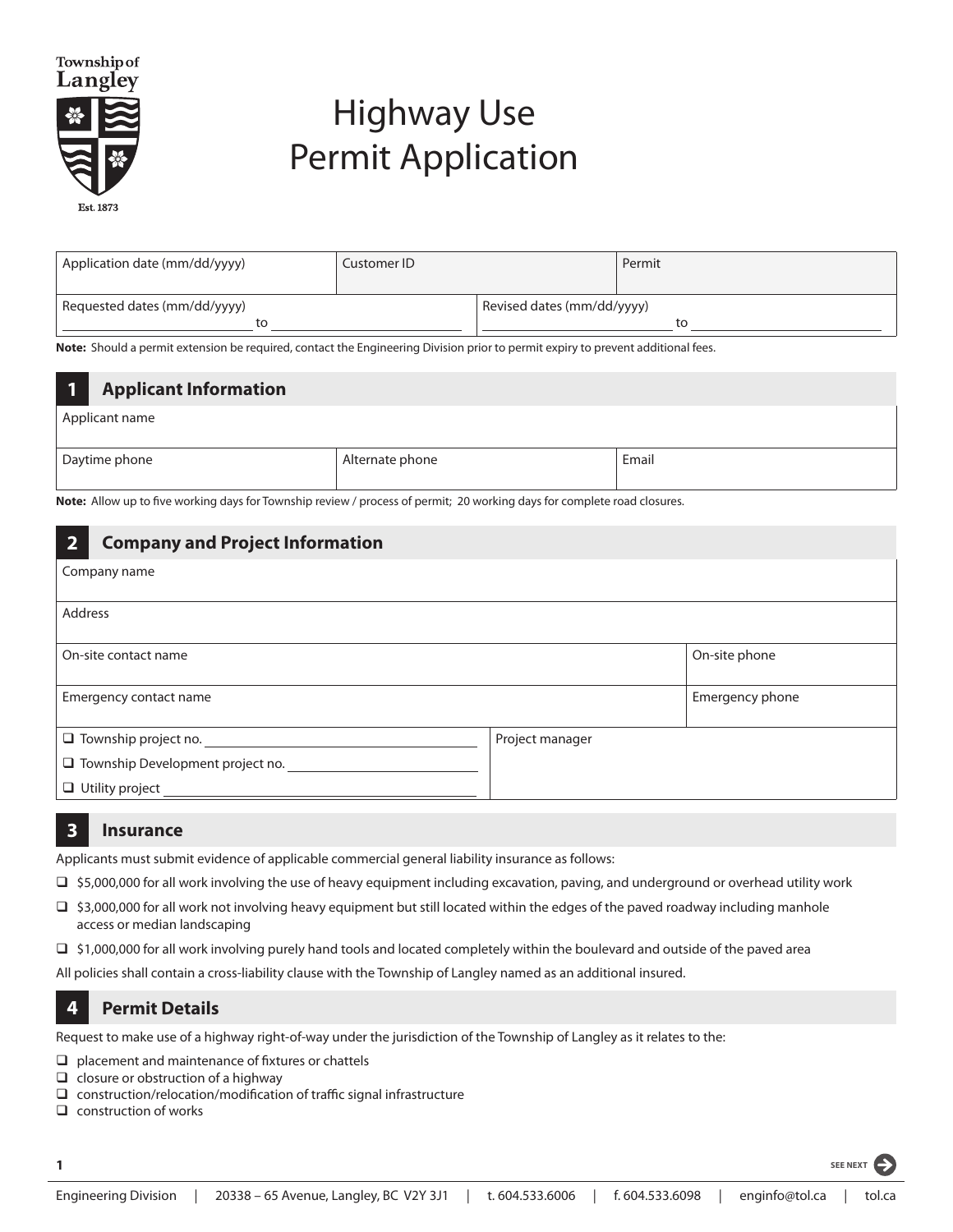Township of Langley

Est. 1873

# Highway Use Permit Application

| Application date (mm/dd/yyyy) | Customer ID | Permit |
|---|---|---|
| Requested dates (mm/dd/yyyy) ______ to ______ | Revised dates (mm/dd/yyyy) ______ to ______ | |

**Note:** Should a permit extension be required, contact the Engineering Division prior to permit expiry to prevent additional fees.

## 1 Applicant Information

| Applicant name | | |
|---|---|---|
| Daytime phone | Alternate phone | Email |

**Note:** Allow up to five working days for Township review / process of permit; 20 working days for complete road closures.

## 2 Company and Project Information

| Company name | |
|---|---|
| Address | |
| On-site contact name | On-site phone |
| Emergency contact name | Emergency phone |
| ❑ Township project no. ______<br>❑ Township Development project no. ______<br>❑ Utility project ______ | Project manager |

## 3 Insurance

Applicants must submit evidence of applicable commercial general liability insurance as follows:

- ❑ $5,000,000 for all work involving the use of heavy equipment including excavation, paving, and underground or overhead utility work
- ❑ $3,000,000 for all work not involving heavy equipment but still located within the edges of the paved roadway including manhole access or median landscaping
- ❑ $1,000,000 for all work involving purely hand tools and located completely within the boulevard and outside of the paved area

All policies shall contain a cross-liability clause with the Township of Langley named as an additional insured.

## 4 Permit Details

Request to make use of a highway right-of-way under the jurisdiction of the Township of Langley as it relates to the:

- ❑ placement and maintenance of fixtures or chattels
- ❑ closure or obstruction of a highway
- ❑ construction/relocation/modification of traffic signal infrastructure
- ❑ construction of works

SEE NEXT

Engineering Division | 20338 – 65 Avenue, Langley, BC V2Y 3J1 | t. 604.533.6006 | f. 604.533.6098 | enginfo@tol.ca | tol.ca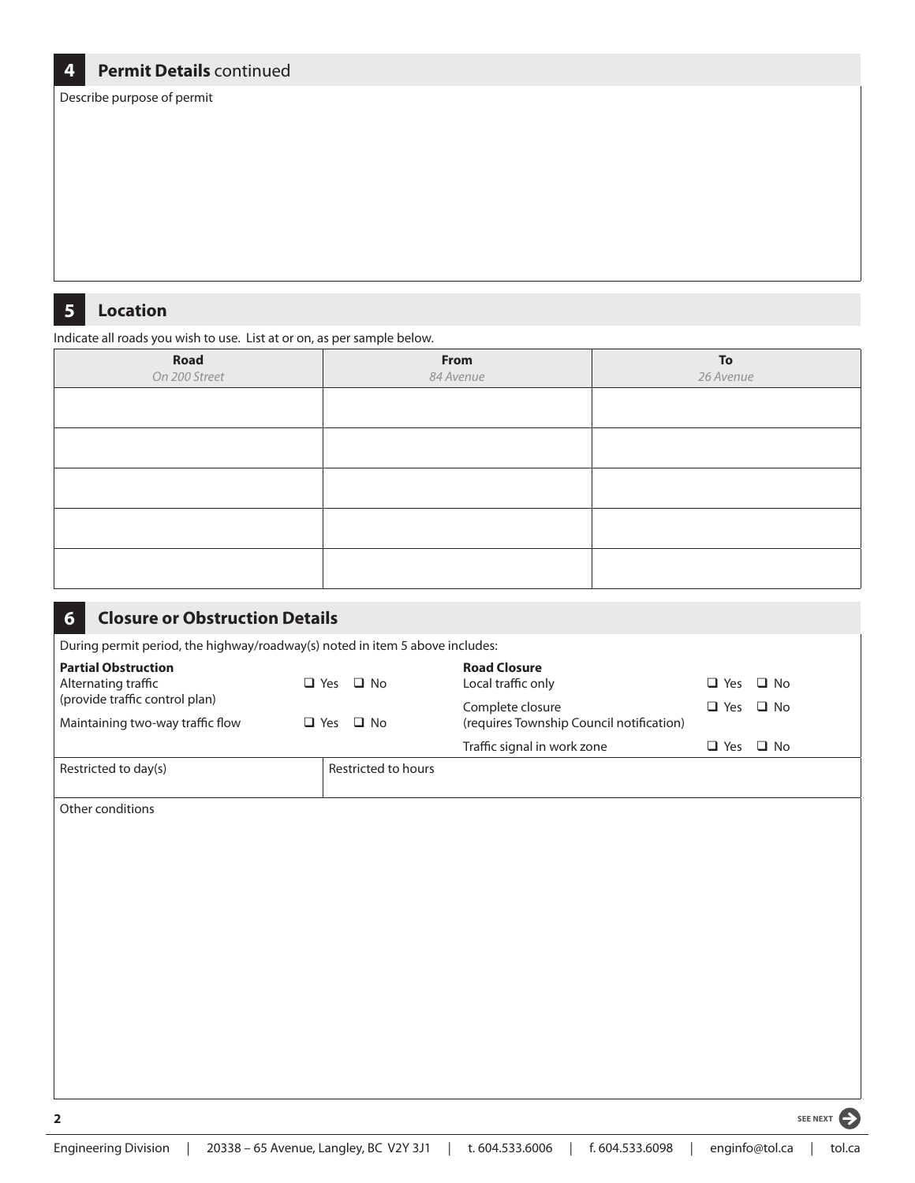## 4 Permit Details continued

Describe purpose of permit

## 5 Location

Indicate all roads you wish to use. List at or on, as per sample below.

| Road | From | To |
|---|---|---|
| *On 200 Street* | *84 Avenue* | *26 Avenue* |
| | | |
| | | |
| | | |
| | | |
| | | |

## 6 Closure or Obstruction Details

During permit period, the highway/roadway(s) noted in item 5 above includes:

| **Partial Obstruction** | | **Road Closure** | |
|---|---|---|---|
| Alternating traffic (provide traffic control plan) | ❑ Yes ❑ No | Local traffic only | ❑ Yes ❑ No |
| Maintaining two-way traffic flow | ❑ Yes ❑ No | Complete closure (requires Township Council notification) | ❑ Yes ❑ No |
| | | Traffic signal in work zone | ❑ Yes ❑ No |

| Restricted to day(s) | Restricted to hours |
|---|---|
| | |

Other conditions

Engineering Division | 20338 – 65 Avenue, Langley, BC V2Y 3J1 | t. 604.533.6006 | f. 604.533.6098 | enginfo@tol.ca | tol.ca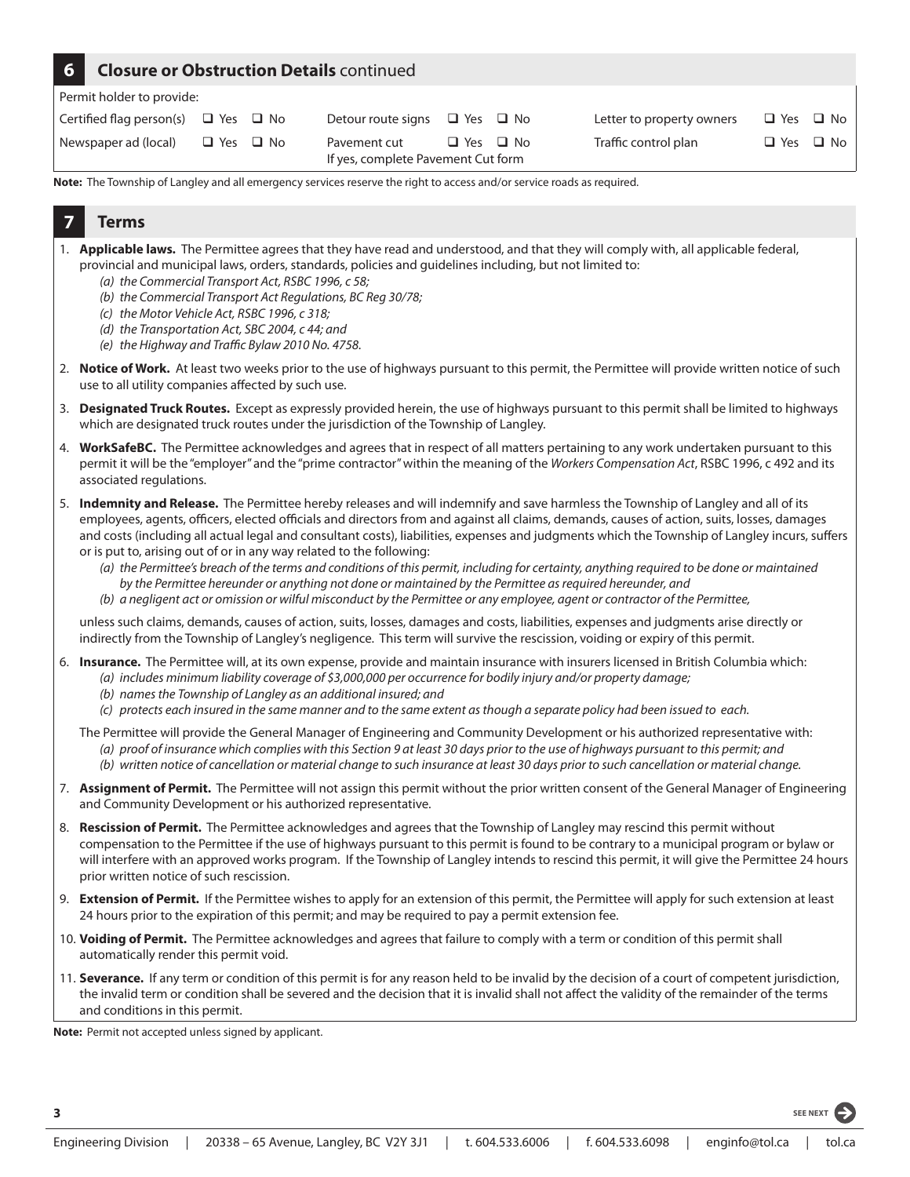## 6 Closure or Obstruction Details continued

Permit holder to provide:

| | | | | | |
|---|---|---|---|---|---|
| Certified flag person(s) | ❑ Yes ❑ No | Detour route signs | ❑ Yes ❑ No | Letter to property owners | ❑ Yes ❑ No |
| Newspaper ad (local) | ❑ Yes ❑ No | Pavement cut<br>If yes, complete Pavement Cut form | ❑ Yes ❑ No | Traffic control plan | ❑ Yes ❑ No |

**Note:** The Township of Langley and all emergency services reserve the right to access and/or service roads as required.

## 7 Terms

1. **Applicable laws.** The Permittee agrees that they have read and understood, and that they will comply with, all applicable federal, provincial and municipal laws, orders, standards, policies and guidelines including, but not limited to:
   *(a) the Commercial Transport Act, RSBC 1996, c 58;*
   *(b) the Commercial Transport Act Regulations, BC Reg 30/78;*
   *(c) the Motor Vehicle Act, RSBC 1996, c 318;*
   *(d) the Transportation Act, SBC 2004, c 44; and*
   *(e) the Highway and Traffic Bylaw 2010 No. 4758.*

2. **Notice of Work.** At least two weeks prior to the use of highways pursuant to this permit, the Permittee will provide written notice of such use to all utility companies affected by such use.

3. **Designated Truck Routes.** Except as expressly provided herein, the use of highways pursuant to this permit shall be limited to highways which are designated truck routes under the jurisdiction of the Township of Langley.

4. **WorkSafeBC.** The Permittee acknowledges and agrees that in respect of all matters pertaining to any work undertaken pursuant to this permit it will be the "employer" and the "prime contractor" within the meaning of the *Workers Compensation Act*, RSBC 1996, c 492 and its associated regulations.

5. **Indemnity and Release.** The Permittee hereby releases and will indemnify and save harmless the Township of Langley and all of its employees, agents, officers, elected officials and directors from and against all claims, demands, causes of action, suits, losses, damages and costs (including all actual legal and consultant costs), liabilities, expenses and judgments which the Township of Langley incurs, suffers or is put to, arising out of or in any way related to the following:
   *(a) the Permittee's breach of the terms and conditions of this permit, including for certainty, anything required to be done or maintained by the Permittee hereunder or anything not done or maintained by the Permittee as required hereunder, and*
   *(b) a negligent act or omission or wilful misconduct by the Permittee or any employee, agent or contractor of the Permittee,*

   unless such claims, demands, causes of action, suits, losses, damages and costs, liabilities, expenses and judgments arise directly or indirectly from the Township of Langley's negligence. This term will survive the rescission, voiding or expiry of this permit.

6. **Insurance.** The Permittee will, at its own expense, provide and maintain insurance with insurers licensed in British Columbia which:
   *(a) includes minimum liability coverage of $3,000,000 per occurrence for bodily injury and/or property damage;*
   *(b) names the Township of Langley as an additional insured; and*
   *(c) protects each insured in the same manner and to the same extent as though a separate policy had been issued to each.*

   The Permittee will provide the General Manager of Engineering and Community Development or his authorized representative with:
   *(a) proof of insurance which complies with this Section 9 at least 30 days prior to the use of highways pursuant to this permit; and*
   *(b) written notice of cancellation or material change to such insurance at least 30 days prior to such cancellation or material change.*

7. **Assignment of Permit.** The Permittee will not assign this permit without the prior written consent of the General Manager of Engineering and Community Development or his authorized representative.

8. **Rescission of Permit.** The Permittee acknowledges and agrees that the Township of Langley may rescind this permit without compensation to the Permittee if the use of highways pursuant to this permit is found to be contrary to a municipal program or bylaw or will interfere with an approved works program. If the Township of Langley intends to rescind this permit, it will give the Permittee 24 hours prior written notice of such rescission.

9. **Extension of Permit.** If the Permittee wishes to apply for an extension of this permit, the Permittee will apply for such extension at least 24 hours prior to the expiration of this permit; and may be required to pay a permit extension fee.

10. **Voiding of Permit.** The Permittee acknowledges and agrees that failure to comply with a term or condition of this permit shall automatically render this permit void.

11. **Severance.** If any term or condition of this permit is for any reason held to be invalid by the decision of a court of competent jurisdiction, the invalid term or condition shall be severed and the decision that it is invalid shall not affect the validity of the remainder of the terms and conditions in this permit.

**Note:** Permit not accepted unless signed by applicant.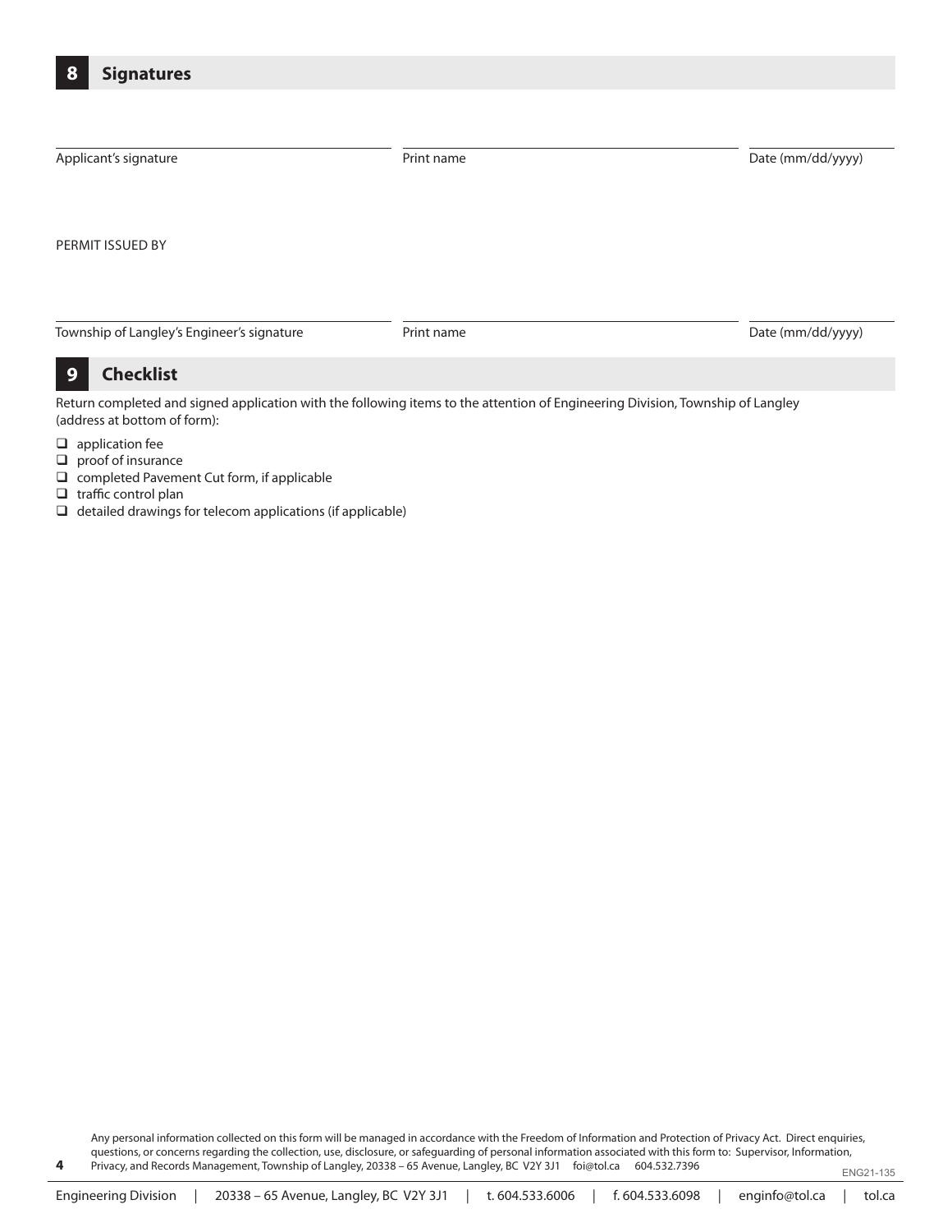## 8 Signatures

| | | |
|---|---|---|
| Applicant's signature | Print name | Date (mm/dd/yyyy) |

PERMIT ISSUED BY

| | | |
|---|---|---|
| Township of Langley's Engineer's signature | Print name | Date (mm/dd/yyyy) |

## 9 Checklist

Return completed and signed application with the following items to the attention of Engineering Division, Township of Langley (address at bottom of form):

- ❑ application fee
- ❑ proof of insurance
- ❑ completed Pavement Cut form, if applicable
- ❑ traffic control plan
- ❑ detailed drawings for telecom applications (if applicable)

Any personal information collected on this form will be managed in accordance with the Freedom of Information and Protection of Privacy Act. Direct enquiries, questions, or concerns regarding the collection, use, disclosure, or safeguarding of personal information associated with this form to: Supervisor, Information, Privacy, and Records Management, Township of Langley, 20338 – 65 Avenue, Langley, BC V2Y 3J1 foi@tol.ca 604.532.7396

ENG21-135

Engineering Division | 20338 – 65 Avenue, Langley, BC V2Y 3J1 | t. 604.533.6006 | f. 604.533.6098 | enginfo@tol.ca | tol.ca